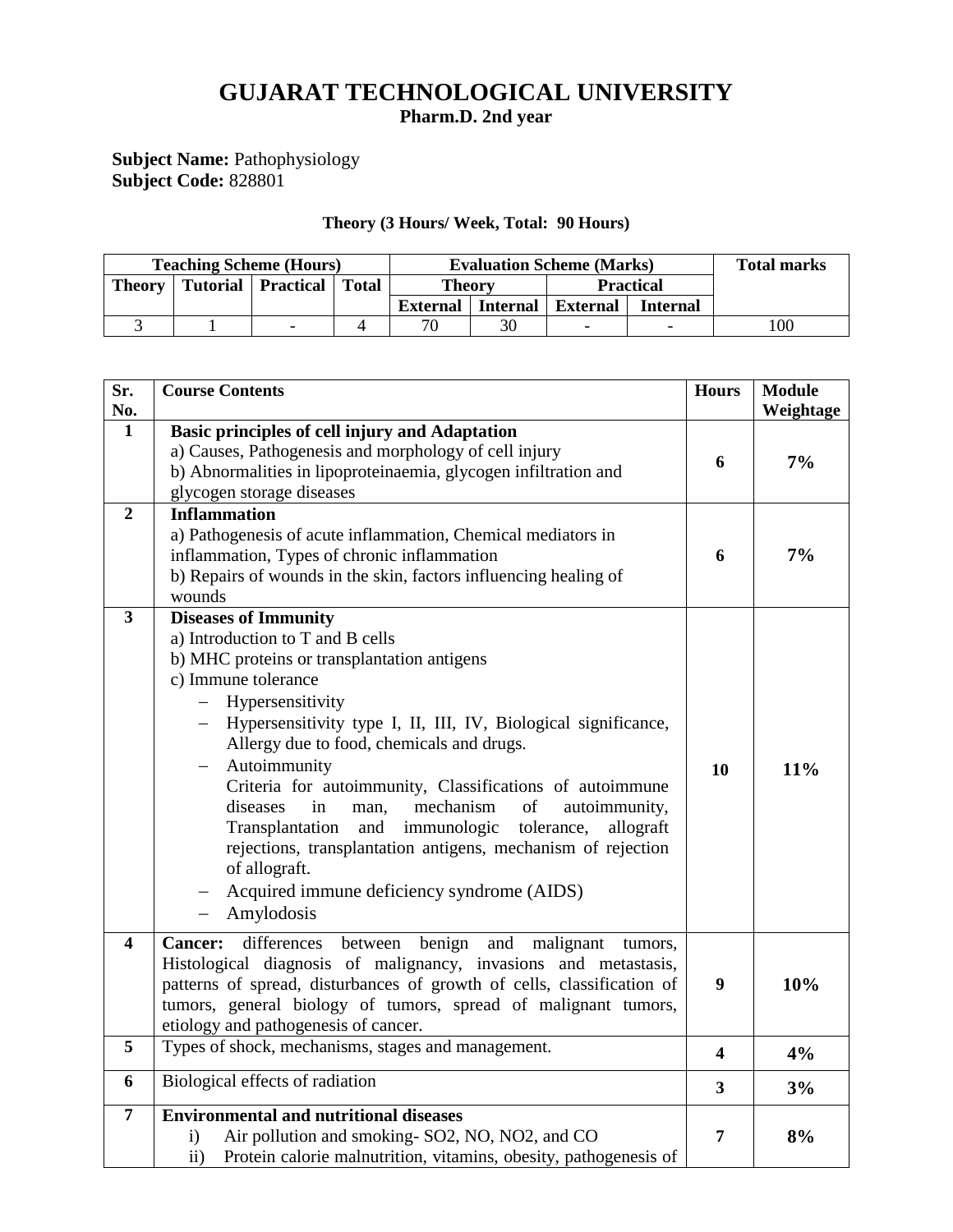# GUJARAT TECHNOLOGICAL UNIVERSITY

**Pharm.D. 2nd year**

**Subject Name:** Pathophysiology
**Subject Code:** 828801

**Theory (3 Hours/ Week, Total: 90 Hours)**

| Teaching Scheme (Hours) | | | | Evaluation Scheme (Marks) | | | | Total marks |
|---|---|---|---|---|---|---|---|---|
| Theory | Tutorial | Practical | Total | Theory | | Practical | | |
| | | | | External | Internal | External | Internal | |
| 3 | 1 | - | 4 | 70 | 30 | - | - | 100 |

| Sr. No. | Course Contents | Hours | Module Weightage |
|---|---|---|---|
| 1 | **Basic principles of cell injury and Adaptation**<br>a) Causes, Pathogenesis and morphology of cell injury<br>b) Abnormalities in lipoproteinaemia, glycogen infiltration and glycogen storage diseases | 6 | 7% |
| 2 | **Inflammation**<br>a) Pathogenesis of acute inflammation, Chemical mediators in inflammation, Types of chronic inflammation<br>b) Repairs of wounds in the skin, factors influencing healing of wounds | 6 | 7% |
| 3 | **Diseases of Immunity**<br>a) Introduction to T and B cells<br>b) MHC proteins or transplantation antigens<br>c) Immune tolerance<br>– Hypersensitivity<br>– Hypersensitivity type I, II, III, IV, Biological significance, Allergy due to food, chemicals and drugs.<br>– Autoimmunity<br>Criteria for autoimmunity, Classifications of autoimmune diseases in man, mechanism of autoimmunity, Transplantation and immunologic tolerance, allograft rejections, transplantation antigens, mechanism of rejection of allograft.<br>– Acquired immune deficiency syndrome (AIDS)<br>– Amylodosis | 10 | 11% |
| 4 | **Cancer:** differences between benign and malignant tumors, Histological diagnosis of malignancy, invasions and metastasis, patterns of spread, disturbances of growth of cells, classification of tumors, general biology of tumors, spread of malignant tumors, etiology and pathogenesis of cancer. | 9 | 10% |
| 5 | Types of shock, mechanisms, stages and management. | 4 | 4% |
| 6 | Biological effects of radiation | 3 | 3% |
| 7 | **Environmental and nutritional diseases**<br>i) Air pollution and smoking- $SO_2$, NO, $NO_2$, and CO<br>ii) Protein calorie malnutrition, vitamins, obesity, pathogenesis of | 7 | 8% |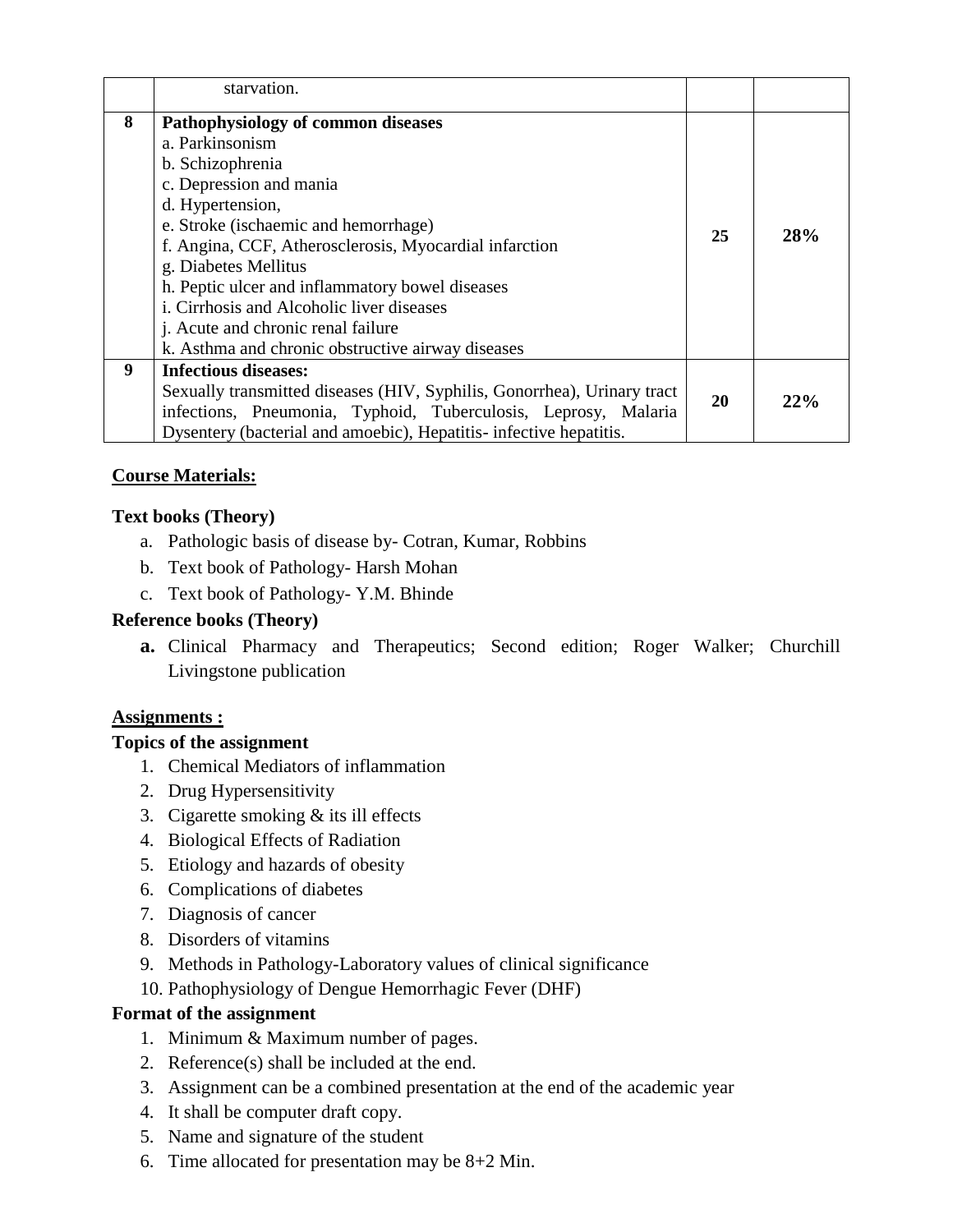| | | | |
|---|---|---|---|
| | starvation. | | |
| **8** | **Pathophysiology of common diseases**<br>a. Parkinsonism<br>b. Schizophrenia<br>c. Depression and mania<br>d. Hypertension,<br>e. Stroke (ischaemic and hemorrhage)<br>f. Angina, CCF, Atherosclerosis, Myocardial infarction<br>g. Diabetes Mellitus<br>h. Peptic ulcer and inflammatory bowel diseases<br>i. Cirrhosis and Alcoholic liver diseases<br>j. Acute and chronic renal failure<br>k. Asthma and chronic obstructive airway diseases | **25** | **28%** |
| **9** | **Infectious diseases:**<br>Sexually transmitted diseases (HIV, Syphilis, Gonorrhea), Urinary tract infections, Pneumonia, Typhoid, Tuberculosis, Leprosy, Malaria Dysentery (bacterial and amoebic), Hepatitis- infective hepatitis. | **20** | **22%** |

**<u>Course Materials:</u>**

**Text books (Theory)**

a. Pathologic basis of disease by- Cotran, Kumar, Robbins
b. Text book of Pathology- Harsh Mohan
c. Text book of Pathology- Y.M. Bhinde

**Reference books (Theory)**

**a.** Clinical Pharmacy and Therapeutics; Second edition; Roger Walker; Churchill Livingstone publication

**<u>Assignments :</u>**

**Topics of the assignment**

1. Chemical Mediators of inflammation
2. Drug Hypersensitivity
3. Cigarette smoking & its ill effects
4. Biological Effects of Radiation
5. Etiology and hazards of obesity
6. Complications of diabetes
7. Diagnosis of cancer
8. Disorders of vitamins
9. Methods in Pathology-Laboratory values of clinical significance
10. Pathophysiology of Dengue Hemorrhagic Fever (DHF)

**Format of the assignment**

1. Minimum & Maximum number of pages.
2. Reference(s) shall be included at the end.
3. Assignment can be a combined presentation at the end of the academic year
4. It shall be computer draft copy.
5. Name and signature of the student
6. Time allocated for presentation may be 8+2 Min.